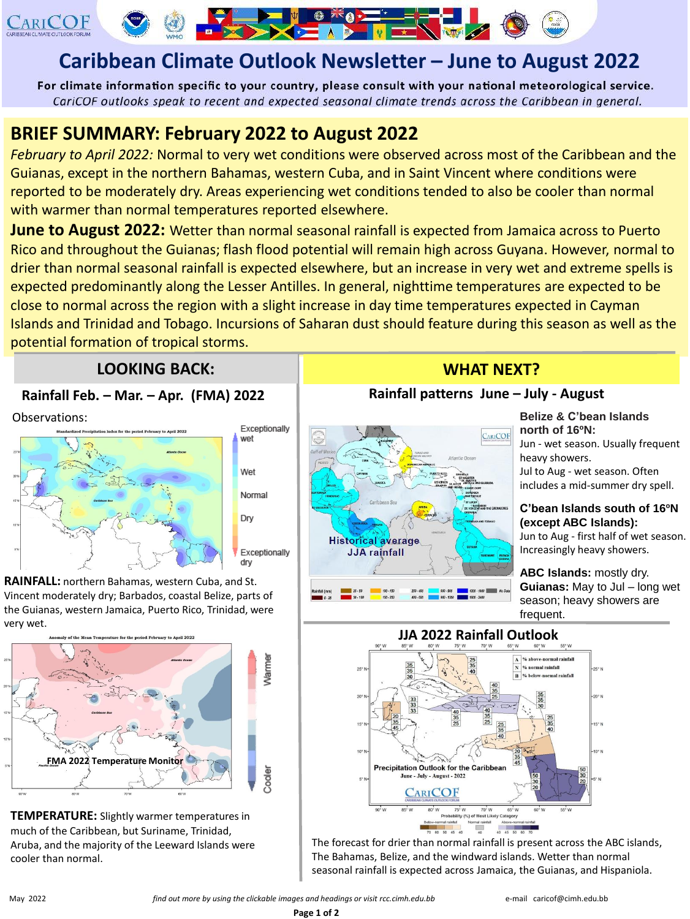# Caribbean Climate Outlook Newsletter – June to August 2022

**For climate information specific to your country, please consult with your national meteorological service.**

*CariCOF outlooks speak to recent and expected seasonal climate trends across the Caribbean in general.*

## BRIEF SUMMARY: February 2022 to August 2022

*February to April 2022:* Normal to very wet conditions were observed across most of the Caribbean and the Guianas, except in the northern Bahamas, western Cuba, and in Saint Vincent where conditions were reported to be moderately dry. Areas experiencing wet conditions tended to also be cooler than normal with warmer than normal temperatures reported elsewhere.

**June to August 2022:** Wetter than normal seasonal rainfall is expected from Jamaica across to Puerto Rico and throughout the Guianas; flash flood potential will remain high across Guyana. However, normal to drier than normal seasonal rainfall is expected elsewhere, but an increase in very wet and extreme spells is expected predominantly along the Lesser Antilles. In general, nighttime temperatures are expected to be close to normal across the region with a slight increase in day time temperatures expected in Cayman Islands and Trinidad and Tobago. Incursions of Saharan dust should feature during this season as well as the potential formation of tropical storms.

## LOOKING BACK:

### Rainfall Feb. – Mar. – Apr. (FMA) 2022

Observations:

**RAINFALL:** northern Bahamas, western Cuba, and St. Vincent moderately dry; Barbados, coastal Belize, parts of the Guianas, western Jamaica, Puerto Rico, Trinidad, were very wet.

FMA 2022 Temperature Monitor

**TEMPERATURE:** Slightly warmer temperatures in much of the Caribbean, but Suriname, Trinidad, Aruba, and the majority of the Leeward Islands were cooler than normal.

## WHAT NEXT?

### Rainfall patterns June – July - August

Historical average JJA rainfall

**Belize & C'bean Islands north of 16ºN:**
Jun - wet season. Usually frequent heavy showers.
Jul to Aug - wet season. Often includes a mid-summer dry spell.

**C'bean Islands south of 16ºN (except ABC Islands):**
Jun to Aug - first half of wet season. Increasingly heavy showers.

**ABC Islands:** mostly dry.
**Guianas:** May to Jul – long wet season; heavy showers are frequent.

### JJA 2022 Rainfall Outlook

Precipitation Outlook for the Caribbean June - July - August - 2022

The forecast for drier than normal rainfall is present across the ABC islands, The Bahamas, Belize, and the windward islands. Wetter than normal seasonal rainfall is expected across Jamaica, the Guianas, and Hispaniola.

May 2022 — *find out more by using the clickable images and headings or visit rcc.cimh.edu.bb* — e-mail caricof@cimh.edu.bb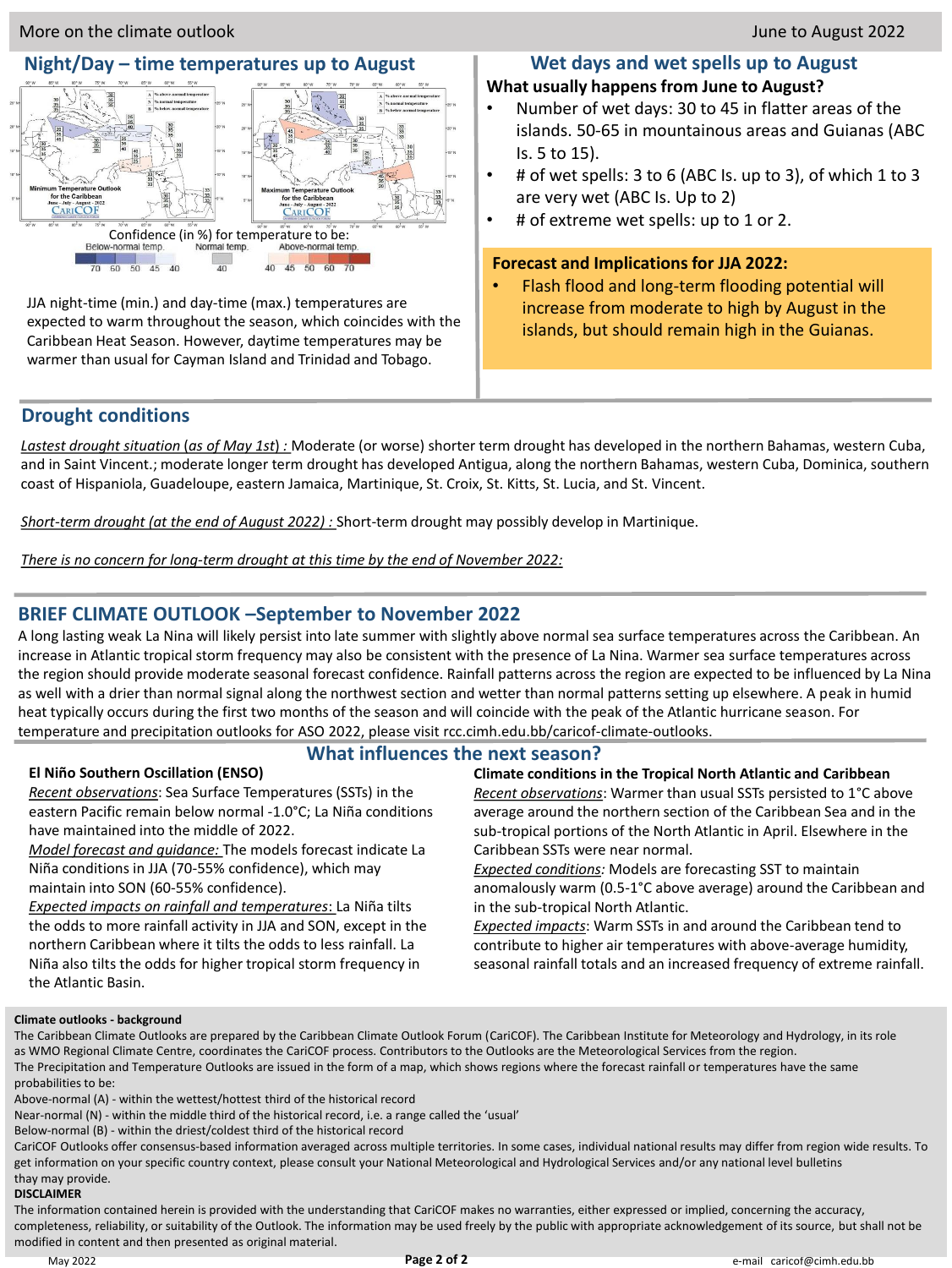More on the climate outlook — June to August 2022

## Night/Day – time temperatures up to August

Minimum Temperature Outlook for the Caribbean June - July - August - 2022

Maximum Temperature Outlook for the Caribbean June - July - August - 2022

Confidence (in %) for temperature to be:
Below-normal temp. 70 60 50 45 40
Normal temp. 40
Above-normal temp. 40 45 50 60 70

JJA night-time (min.) and day-time (max.) temperatures are expected to warm throughout the season, which coincides with the Caribbean Heat Season. However, daytime temperatures may be warmer than usual for Cayman Island and Trinidad and Tobago.

## Wet days and wet spells up to August

**What usually happens from June to August?**

- Number of wet days: 30 to 45 in flatter areas of the islands. 50-65 in mountainous areas and Guianas (ABC Is. 5 to 15).
- # of wet spells: 3 to 6 (ABC Is. up to 3), of which 1 to 3 are very wet (ABC Is. Up to 2)
- # of extreme wet spells: up to 1 or 2.

**Forecast and Implications for JJA 2022:**

- Flash flood and long-term flooding potential will increase from moderate to high by August in the islands, but should remain high in the Guianas.

## Drought conditions

_Lastest drought situation (as of May 1st) :_ Moderate (or worse) shorter term drought has developed in the northern Bahamas, western Cuba, and in Saint Vincent.; moderate longer term drought has developed Antigua, along the northern Bahamas, western Cuba, Dominica, southern coast of Hispaniola, Guadeloupe, eastern Jamaica, Martinique, St. Croix, St. Kitts, St. Lucia, and St. Vincent.

_Short-term drought (at the end of August 2022) :_ Short-term drought may possibly develop in Martinique.

_There is no concern for long-term drought at this time by the end of November 2022:_

## BRIEF CLIMATE OUTLOOK –September to November 2022

A long lasting weak La Nina will likely persist into late summer with slightly above normal sea surface temperatures across the Caribbean. An increase in Atlantic tropical storm frequency may also be consistent with the presence of La Nina. Warmer sea surface temperatures across the region should provide moderate seasonal forecast confidence. Rainfall patterns across the region are expected to be influenced by La Nina as well with a drier than normal signal along the northwest section and wetter than normal patterns setting up elsewhere. A peak in humid heat typically occurs during the first two months of the season and will coincide with the peak of the Atlantic hurricane season. For temperature and precipitation outlooks for ASO 2022, please visit rcc.cimh.edu.bb/caricof-climate-outlooks.

## What influences the next season?

**El Niño Southern Oscillation (ENSO)**

_Recent observations_: Sea Surface Temperatures (SSTs) in the eastern Pacific remain below normal -1.0°C; La Niña conditions have maintained into the middle of 2022.

_Model forecast and guidance:_ The models forecast indicate La Niña conditions in JJA (70-55% confidence), which may maintain into SON (60-55% confidence).

_Expected impacts on rainfall and temperatures_: La Niña tilts the odds to more rainfall activity in JJA and SON, except in the northern Caribbean where it tilts the odds to less rainfall. La Niña also tilts the odds for higher tropical storm frequency in the Atlantic Basin.

**Climate conditions in the Tropical North Atlantic and Caribbean**

_Recent observations_: Warmer than usual SSTs persisted to 1°C above average around the northern section of the Caribbean Sea and in the sub-tropical portions of the North Atlantic in April. Elsewhere in the Caribbean SSTs were near normal.

_Expected conditions:_ Models are forecasting SST to maintain anomalously warm (0.5-1°C above average) around the Caribbean and in the sub-tropical North Atlantic.

_Expected impacts_: Warm SSTs in and around the Caribbean tend to contribute to higher air temperatures with above-average humidity, seasonal rainfall totals and an increased frequency of extreme rainfall.

**Climate outlooks - background**

The Caribbean Climate Outlooks are prepared by the Caribbean Climate Outlook Forum (CariCOF). The Caribbean Institute for Meteorology and Hydrology, in its role as WMO Regional Climate Centre, coordinates the CariCOF process. Contributors to the Outlooks are the Meteorological Services from the region.

The Precipitation and Temperature Outlooks are issued in the form of a map, which shows regions where the forecast rainfall or temperatures have the same probabilities to be:

Above-normal (A) - within the wettest/hottest third of the historical record
Near-normal (N) - within the middle third of the historical record, i.e. a range called the 'usual'
Below-normal (B) - within the driest/coldest third of the historical record

CariCOF Outlooks offer consensus-based information averaged across multiple territories. In some cases, individual national results may differ from region wide results. To get information on your specific country context, please consult your National Meteorological and Hydrological Services and/or any national level bulletins thay may provide.

**DISCLAIMER**

The information contained herein is provided with the understanding that CariCOF makes no warranties, either expressed or implied, concerning the accuracy, completeness, reliability, or suitability of the Outlook. The information may be used freely by the public with appropriate acknowledgement of its source, but shall not be modified in content and then presented as original material.

May 2022 — e-mail caricof@cimh.edu.bb